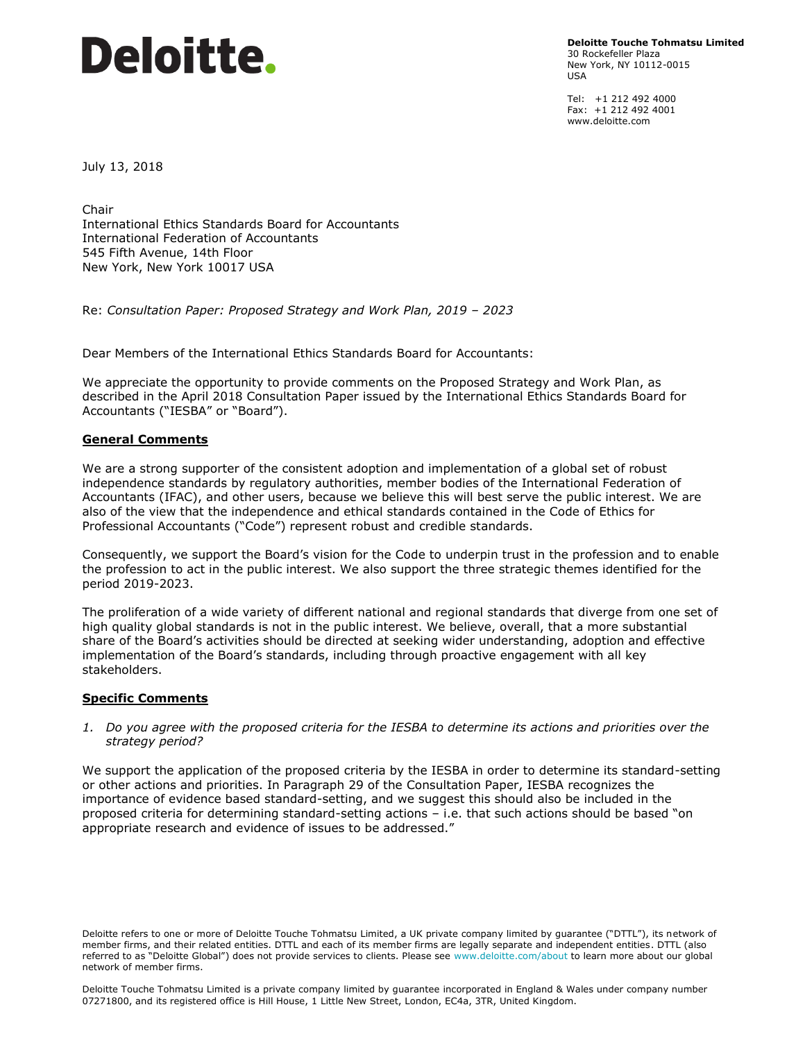**Deloitte.**

**Deloitte Touche Tohmatsu Limited**
30 Rockefeller Plaza
New York, NY 10112-0015
USA

Tel: +1 212 492 4000
Fax: +1 212 492 4001
www.deloitte.com

July 13, 2018

Chair
International Ethics Standards Board for Accountants
International Federation of Accountants
545 Fifth Avenue, 14th Floor
New York, New York 10017 USA

Re: *Consultation Paper: Proposed Strategy and Work Plan, 2019 – 2023*

Dear Members of the International Ethics Standards Board for Accountants:

We appreciate the opportunity to provide comments on the Proposed Strategy and Work Plan, as described in the April 2018 Consultation Paper issued by the International Ethics Standards Board for Accountants ("IESBA" or "Board").

## General Comments

We are a strong supporter of the consistent adoption and implementation of a global set of robust independence standards by regulatory authorities, member bodies of the International Federation of Accountants (IFAC), and other users, because we believe this will best serve the public interest. We are also of the view that the independence and ethical standards contained in the Code of Ethics for Professional Accountants ("Code") represent robust and credible standards.

Consequently, we support the Board's vision for the Code to underpin trust in the profession and to enable the profession to act in the public interest. We also support the three strategic themes identified for the period 2019-2023.

The proliferation of a wide variety of different national and regional standards that diverge from one set of high quality global standards is not in the public interest. We believe, overall, that a more substantial share of the Board's activities should be directed at seeking wider understanding, adoption and effective implementation of the Board's standards, including through proactive engagement with all key stakeholders.

## Specific Comments

1. *Do you agree with the proposed criteria for the IESBA to determine its actions and priorities over the strategy period?*

We support the application of the proposed criteria by the IESBA in order to determine its standard-setting or other actions and priorities. In Paragraph 29 of the Consultation Paper, IESBA recognizes the importance of evidence based standard-setting, and we suggest this should also be included in the proposed criteria for determining standard-setting actions – i.e. that such actions should be based "on appropriate research and evidence of issues to be addressed."

Deloitte refers to one or more of Deloitte Touche Tohmatsu Limited, a UK private company limited by guarantee ("DTTL"), its network of member firms, and their related entities. DTTL and each of its member firms are legally separate and independent entities. DTTL (also referred to as "Deloitte Global") does not provide services to clients. Please see www.deloitte.com/about to learn more about our global network of member firms.

Deloitte Touche Tohmatsu Limited is a private company limited by guarantee incorporated in England & Wales under company number 07271800, and its registered office is Hill House, 1 Little New Street, London, EC4a, 3TR, United Kingdom.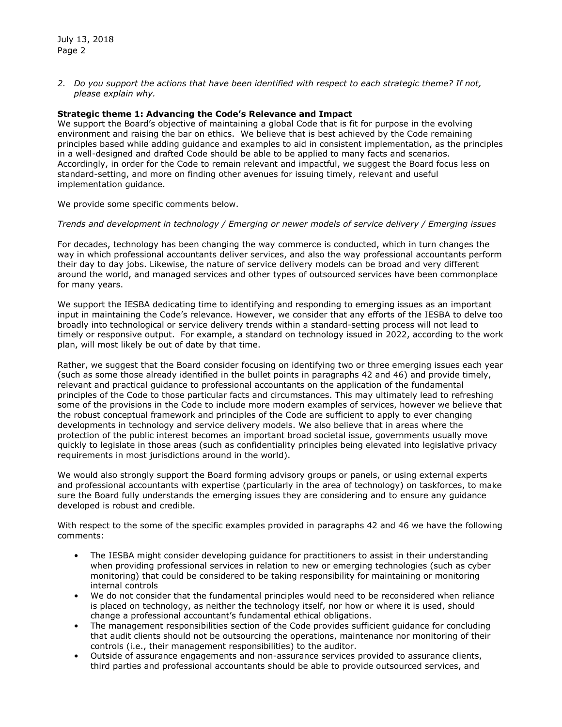*2. Do you support the actions that have been identified with respect to each strategic theme? If not, please explain why.*

**Strategic theme 1: Advancing the Code's Relevance and Impact**

We support the Board's objective of maintaining a global Code that is fit for purpose in the evolving environment and raising the bar on ethics. We believe that is best achieved by the Code remaining principles based while adding guidance and examples to aid in consistent implementation, as the principles in a well-designed and drafted Code should be able to be applied to many facts and scenarios. Accordingly, in order for the Code to remain relevant and impactful, we suggest the Board focus less on standard-setting, and more on finding other avenues for issuing timely, relevant and useful implementation guidance.

We provide some specific comments below.

*Trends and development in technology / Emerging or newer models of service delivery / Emerging issues*

For decades, technology has been changing the way commerce is conducted, which in turn changes the way in which professional accountants deliver services, and also the way professional accountants perform their day to day jobs. Likewise, the nature of service delivery models can be broad and very different around the world, and managed services and other types of outsourced services have been commonplace for many years.

We support the IESBA dedicating time to identifying and responding to emerging issues as an important input in maintaining the Code's relevance. However, we consider that any efforts of the IESBA to delve too broadly into technological or service delivery trends within a standard-setting process will not lead to timely or responsive output. For example, a standard on technology issued in 2022, according to the work plan, will most likely be out of date by that time.

Rather, we suggest that the Board consider focusing on identifying two or three emerging issues each year (such as some those already identified in the bullet points in paragraphs 42 and 46) and provide timely, relevant and practical guidance to professional accountants on the application of the fundamental principles of the Code to those particular facts and circumstances. This may ultimately lead to refreshing some of the provisions in the Code to include more modern examples of services, however we believe that the robust conceptual framework and principles of the Code are sufficient to apply to ever changing developments in technology and service delivery models. We also believe that in areas where the protection of the public interest becomes an important broad societal issue, governments usually move quickly to legislate in those areas (such as confidentiality principles being elevated into legislative privacy requirements in most jurisdictions around in the world).

We would also strongly support the Board forming advisory groups or panels, or using external experts and professional accountants with expertise (particularly in the area of technology) on taskforces, to make sure the Board fully understands the emerging issues they are considering and to ensure any guidance developed is robust and credible.

With respect to the some of the specific examples provided in paragraphs 42 and 46 we have the following comments:

- The IESBA might consider developing guidance for practitioners to assist in their understanding when providing professional services in relation to new or emerging technologies (such as cyber monitoring) that could be considered to be taking responsibility for maintaining or monitoring internal controls
- We do not consider that the fundamental principles would need to be reconsidered when reliance is placed on technology, as neither the technology itself, nor how or where it is used, should change a professional accountant's fundamental ethical obligations.
- The management responsibilities section of the Code provides sufficient guidance for concluding that audit clients should not be outsourcing the operations, maintenance nor monitoring of their controls (i.e., their management responsibilities) to the auditor.
- Outside of assurance engagements and non-assurance services provided to assurance clients, third parties and professional accountants should be able to provide outsourced services, and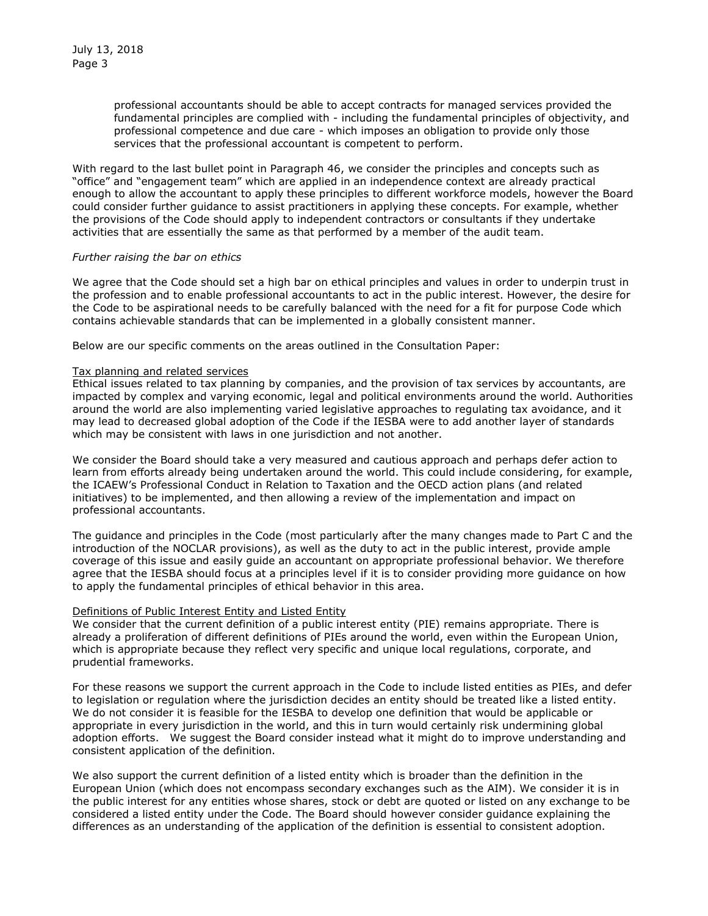professional accountants should be able to accept contracts for managed services provided the fundamental principles are complied with - including the fundamental principles of objectivity, and professional competence and due care - which imposes an obligation to provide only those services that the professional accountant is competent to perform.

With regard to the last bullet point in Paragraph 46, we consider the principles and concepts such as "office" and "engagement team" which are applied in an independence context are already practical enough to allow the accountant to apply these principles to different workforce models, however the Board could consider further guidance to assist practitioners in applying these concepts. For example, whether the provisions of the Code should apply to independent contractors or consultants if they undertake activities that are essentially the same as that performed by a member of the audit team.

*Further raising the bar on ethics*

We agree that the Code should set a high bar on ethical principles and values in order to underpin trust in the profession and to enable professional accountants to act in the public interest. However, the desire for the Code to be aspirational needs to be carefully balanced with the need for a fit for purpose Code which contains achievable standards that can be implemented in a globally consistent manner.

Below are our specific comments on the areas outlined in the Consultation Paper:

<u>Tax planning and related services</u>

Ethical issues related to tax planning by companies, and the provision of tax services by accountants, are impacted by complex and varying economic, legal and political environments around the world. Authorities around the world are also implementing varied legislative approaches to regulating tax avoidance, and it may lead to decreased global adoption of the Code if the IESBA were to add another layer of standards which may be consistent with laws in one jurisdiction and not another.

We consider the Board should take a very measured and cautious approach and perhaps defer action to learn from efforts already being undertaken around the world. This could include considering, for example, the ICAEW's Professional Conduct in Relation to Taxation and the OECD action plans (and related initiatives) to be implemented, and then allowing a review of the implementation and impact on professional accountants.

The guidance and principles in the Code (most particularly after the many changes made to Part C and the introduction of the NOCLAR provisions), as well as the duty to act in the public interest, provide ample coverage of this issue and easily guide an accountant on appropriate professional behavior. We therefore agree that the IESBA should focus at a principles level if it is to consider providing more guidance on how to apply the fundamental principles of ethical behavior in this area.

<u>Definitions of Public Interest Entity and Listed Entity</u>

We consider that the current definition of a public interest entity (PIE) remains appropriate. There is already a proliferation of different definitions of PIEs around the world, even within the European Union, which is appropriate because they reflect very specific and unique local regulations, corporate, and prudential frameworks.

For these reasons we support the current approach in the Code to include listed entities as PIEs, and defer to legislation or regulation where the jurisdiction decides an entity should be treated like a listed entity. We do not consider it is feasible for the IESBA to develop one definition that would be applicable or appropriate in every jurisdiction in the world, and this in turn would certainly risk undermining global adoption efforts. We suggest the Board consider instead what it might do to improve understanding and consistent application of the definition.

We also support the current definition of a listed entity which is broader than the definition in the European Union (which does not encompass secondary exchanges such as the AIM). We consider it is in the public interest for any entities whose shares, stock or debt are quoted or listed on any exchange to be considered a listed entity under the Code. The Board should however consider guidance explaining the differences as an understanding of the application of the definition is essential to consistent adoption.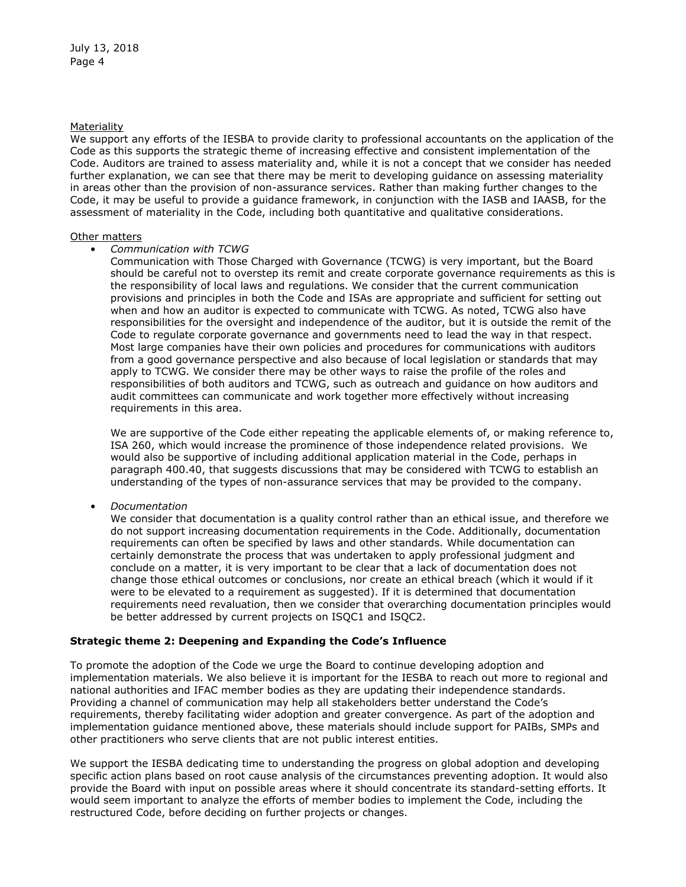Materiality

We support any efforts of the IESBA to provide clarity to professional accountants on the application of the Code as this supports the strategic theme of increasing effective and consistent implementation of the Code. Auditors are trained to assess materiality and, while it is not a concept that we consider has needed further explanation, we can see that there may be merit to developing guidance on assessing materiality in areas other than the provision of non-assurance services. Rather than making further changes to the Code, it may be useful to provide a guidance framework, in conjunction with the IASB and IAASB, for the assessment of materiality in the Code, including both quantitative and qualitative considerations.

Other matters

- *Communication with TCWG*

  Communication with Those Charged with Governance (TCWG) is very important, but the Board should be careful not to overstep its remit and create corporate governance requirements as this is the responsibility of local laws and regulations. We consider that the current communication provisions and principles in both the Code and ISAs are appropriate and sufficient for setting out when and how an auditor is expected to communicate with TCWG. As noted, TCWG also have responsibilities for the oversight and independence of the auditor, but it is outside the remit of the Code to regulate corporate governance and governments need to lead the way in that respect. Most large companies have their own policies and procedures for communications with auditors from a good governance perspective and also because of local legislation or standards that may apply to TCWG. We consider there may be other ways to raise the profile of the roles and responsibilities of both auditors and TCWG, such as outreach and guidance on how auditors and audit committees can communicate and work together more effectively without increasing requirements in this area.

  We are supportive of the Code either repeating the applicable elements of, or making reference to, ISA 260, which would increase the prominence of those independence related provisions. We would also be supportive of including additional application material in the Code, perhaps in paragraph 400.40, that suggests discussions that may be considered with TCWG to establish an understanding of the types of non-assurance services that may be provided to the company.

- *Documentation*

  We consider that documentation is a quality control rather than an ethical issue, and therefore we do not support increasing documentation requirements in the Code. Additionally, documentation requirements can often be specified by laws and other standards. While documentation can certainly demonstrate the process that was undertaken to apply professional judgment and conclude on a matter, it is very important to be clear that a lack of documentation does not change those ethical outcomes or conclusions, nor create an ethical breach (which it would if it were to be elevated to a requirement as suggested). If it is determined that documentation requirements need revaluation, then we consider that overarching documentation principles would be better addressed by current projects on ISQC1 and ISQC2.

**Strategic theme 2: Deepening and Expanding the Code's Influence**

To promote the adoption of the Code we urge the Board to continue developing adoption and implementation materials. We also believe it is important for the IESBA to reach out more to regional and national authorities and IFAC member bodies as they are updating their independence standards. Providing a channel of communication may help all stakeholders better understand the Code's requirements, thereby facilitating wider adoption and greater convergence. As part of the adoption and implementation guidance mentioned above, these materials should include support for PAIBs, SMPs and other practitioners who serve clients that are not public interest entities.

We support the IESBA dedicating time to understanding the progress on global adoption and developing specific action plans based on root cause analysis of the circumstances preventing adoption. It would also provide the Board with input on possible areas where it should concentrate its standard-setting efforts. It would seem important to analyze the efforts of member bodies to implement the Code, including the restructured Code, before deciding on further projects or changes.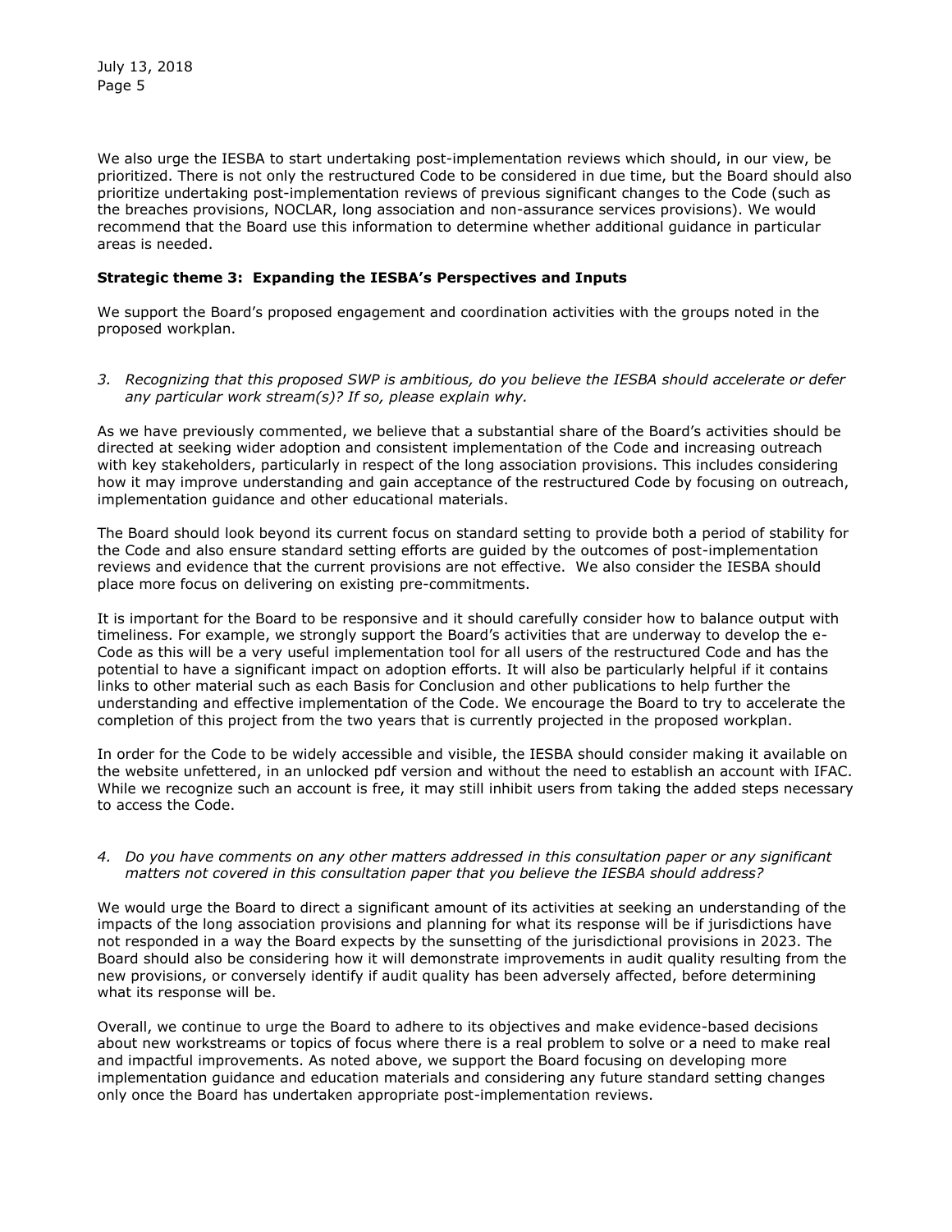We also urge the IESBA to start undertaking post-implementation reviews which should, in our view, be prioritized. There is not only the restructured Code to be considered in due time, but the Board should also prioritize undertaking post-implementation reviews of previous significant changes to the Code (such as the breaches provisions, NOCLAR, long association and non-assurance services provisions). We would recommend that the Board use this information to determine whether additional guidance in particular areas is needed.

**Strategic theme 3: Expanding the IESBA's Perspectives and Inputs**

We support the Board's proposed engagement and coordination activities with the groups noted in the proposed workplan.

*3. Recognizing that this proposed SWP is ambitious, do you believe the IESBA should accelerate or defer any particular work stream(s)? If so, please explain why.*

As we have previously commented, we believe that a substantial share of the Board's activities should be directed at seeking wider adoption and consistent implementation of the Code and increasing outreach with key stakeholders, particularly in respect of the long association provisions. This includes considering how it may improve understanding and gain acceptance of the restructured Code by focusing on outreach, implementation guidance and other educational materials.

The Board should look beyond its current focus on standard setting to provide both a period of stability for the Code and also ensure standard setting efforts are guided by the outcomes of post-implementation reviews and evidence that the current provisions are not effective. We also consider the IESBA should place more focus on delivering on existing pre-commitments.

It is important for the Board to be responsive and it should carefully consider how to balance output with timeliness. For example, we strongly support the Board's activities that are underway to develop the e-Code as this will be a very useful implementation tool for all users of the restructured Code and has the potential to have a significant impact on adoption efforts. It will also be particularly helpful if it contains links to other material such as each Basis for Conclusion and other publications to help further the understanding and effective implementation of the Code. We encourage the Board to try to accelerate the completion of this project from the two years that is currently projected in the proposed workplan.

In order for the Code to be widely accessible and visible, the IESBA should consider making it available on the website unfettered, in an unlocked pdf version and without the need to establish an account with IFAC. While we recognize such an account is free, it may still inhibit users from taking the added steps necessary to access the Code.

*4. Do you have comments on any other matters addressed in this consultation paper or any significant matters not covered in this consultation paper that you believe the IESBA should address?*

We would urge the Board to direct a significant amount of its activities at seeking an understanding of the impacts of the long association provisions and planning for what its response will be if jurisdictions have not responded in a way the Board expects by the sunsetting of the jurisdictional provisions in 2023. The Board should also be considering how it will demonstrate improvements in audit quality resulting from the new provisions, or conversely identify if audit quality has been adversely affected, before determining what its response will be.

Overall, we continue to urge the Board to adhere to its objectives and make evidence-based decisions about new workstreams or topics of focus where there is a real problem to solve or a need to make real and impactful improvements. As noted above, we support the Board focusing on developing more implementation guidance and education materials and considering any future standard setting changes only once the Board has undertaken appropriate post-implementation reviews.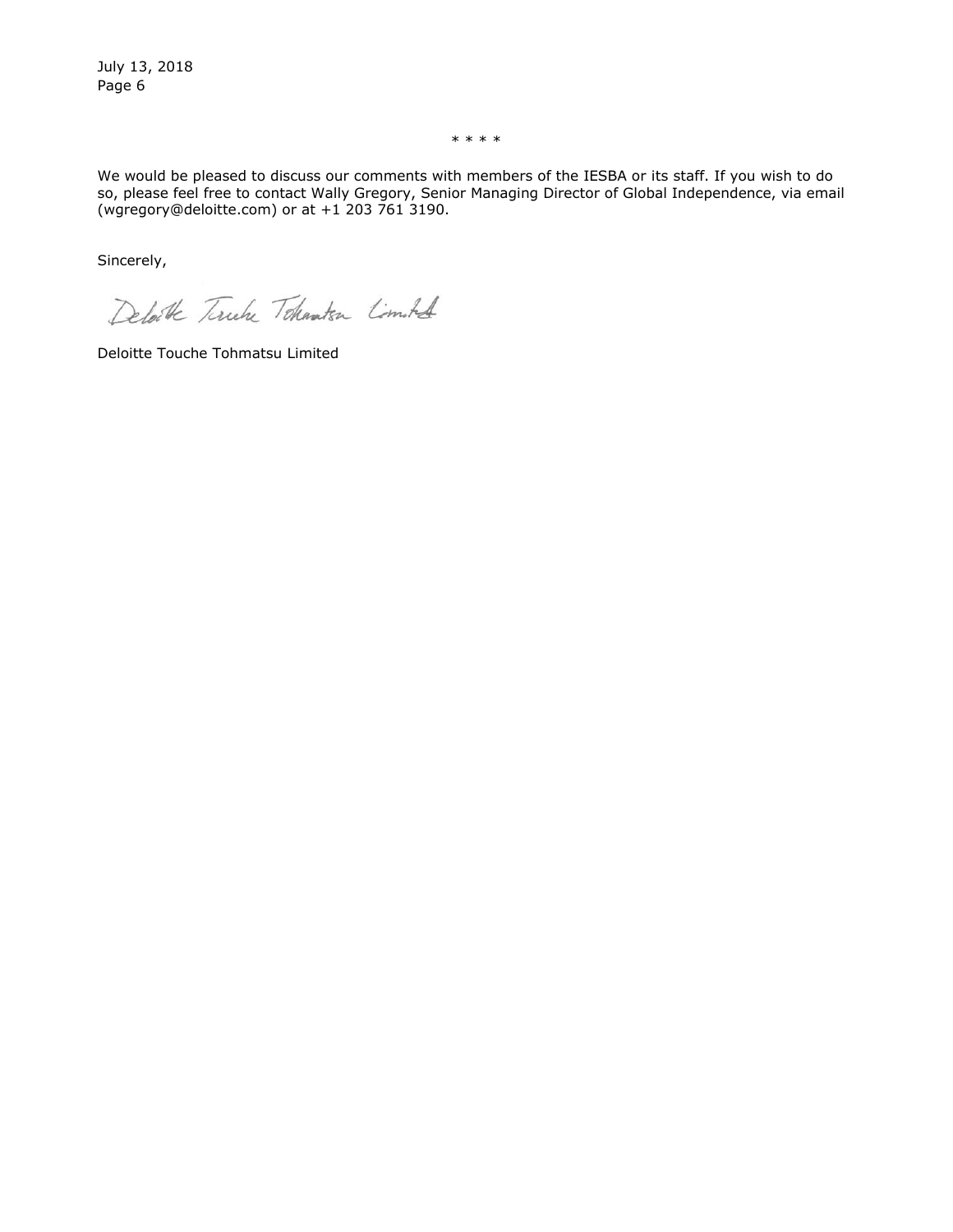\* \* \* \*

We would be pleased to discuss our comments with members of the IESBA or its staff. If you wish to do so, please feel free to contact Wally Gregory, Senior Managing Director of Global Independence, via email (wgregory@deloitte.com) or at +1 203 761 3190.

Sincerely,

Deloitte Touche Tohmatsu Limited

Deloitte Touche Tohmatsu Limited